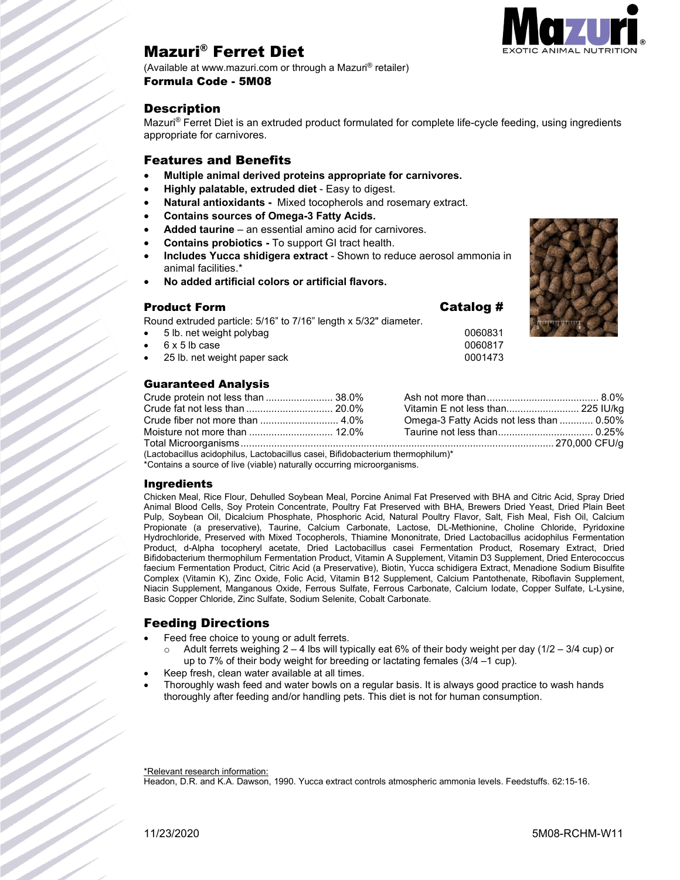# Mazuri® Ferret Diet

(Available at www.mazuri.com or through a Mazuri® retailer)

**Formula Code - 5M08**

## Description

Mazuri® Ferret Diet is an extruded product formulated for complete life-cycle feeding, using ingredients appropriate for carnivores.

## Features and Benefits

- **Multiple animal derived proteins appropriate for carnivores.**
- **Highly palatable, extruded diet** - Easy to digest.
- **Natural antioxidants -** Mixed tocopherols and rosemary extract.
- **Contains sources of Omega-3 Fatty Acids.**
- **Added taurine** – an essential amino acid for carnivores.
- **Contains probiotics -** To support GI tract health.
- **Includes Yucca shidigera extract** - Shown to reduce aerosol ammonia in animal facilities.*
- **No added artificial colors or artificial flavors.**

## Product Form

Round extruded particle: 5/16" to 7/16" length x 5/32" diameter.

| Product Form | Catalog # |
|---|---|
| 5 lb. net weight polybag | 0060831 |
| 6 x 5 lb case | 0060817 |
| 25 lb. net weight paper sack | 0001473 |

## Guaranteed Analysis

| | | | |
|---|---|---|---|
| Crude protein not less than | 38.0% | Ash not more than | 8.0% |
| Crude fat not less than | 20.0% | Vitamin E not less than | 225 IU/kg |
| Crude fiber not more than | 4.0% | Omega-3 Fatty Acids not less than | 0.50% |
| Moisture not more than | 12.0% | Taurine not less than | 0.25% |

Total Microorganisms .......... 270,000 CFU/g

(Lactobacillus acidophilus, Lactobacillus casei, Bifidobacterium thermophilum)*

*Contains a source of live (viable) naturally occurring microorganisms.

## Ingredients

Chicken Meal, Rice Flour, Dehulled Soybean Meal, Porcine Animal Fat Preserved with BHA and Citric Acid, Spray Dried Animal Blood Cells, Soy Protein Concentrate, Poultry Fat Preserved with BHA, Brewers Dried Yeast, Dried Plain Beet Pulp, Soybean Oil, Dicalcium Phosphate, Phosphoric Acid, Natural Poultry Flavor, Salt, Fish Meal, Fish Oil, Calcium Propionate (a preservative), Taurine, Calcium Carbonate, Lactose, DL-Methionine, Choline Chloride, Pyridoxine Hydrochloride, Preserved with Mixed Tocopherols, Thiamine Mononitrate, Dried Lactobacillus acidophilus Fermentation Product, d-Alpha tocopheryl acetate, Dried Lactobacillus casei Fermentation Product, Rosemary Extract, Dried Bifidobacterium thermophilum Fermentation Product, Vitamin A Supplement, Vitamin D3 Supplement, Dried Enterococcus faecium Fermentation Product, Citric Acid (a Preservative), Biotin, Yucca schidigera Extract, Menadione Sodium Bisulfite Complex (Vitamin K), Zinc Oxide, Folic Acid, Vitamin B12 Supplement, Calcium Pantothenate, Riboflavin Supplement, Niacin Supplement, Manganous Oxide, Ferrous Sulfate, Ferrous Carbonate, Calcium Iodate, Copper Sulfate, L-Lysine, Basic Copper Chloride, Zinc Sulfate, Sodium Selenite, Cobalt Carbonate.

## Feeding Directions

- Feed free choice to young or adult ferrets.
  - Adult ferrets weighing 2 – 4 lbs will typically eat 6% of their body weight per day (1/2 – 3/4 cup) or up to 7% of their body weight for breeding or lactating females (3/4 –1 cup).
- Keep fresh, clean water available at all times.
- Thoroughly wash feed and water bowls on a regular basis. It is always good practice to wash hands thoroughly after feeding and/or handling pets. This diet is not for human consumption.

*Relevant research information:

Headon, D.R. and K.A. Dawson, 1990. Yucca extract controls atmospheric ammonia levels. Feedstuffs. 62:15-16.

11/23/2020 5M08-RCHM-W11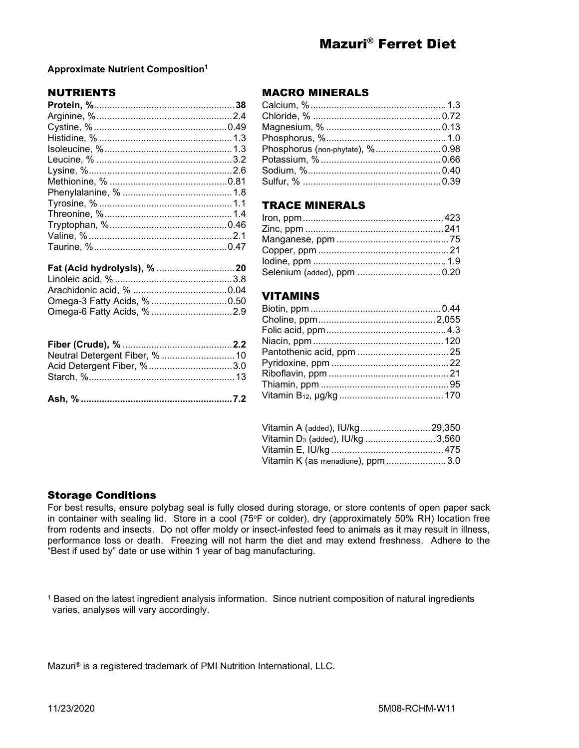# Mazuri® Ferret Diet

**Approximate Nutrient Composition**[1]

## NUTRIENTS

| | |
|---|---|
| **Protein, %** | **38** |
| Arginine, % | 2.4 |
| Cystine, % | 0.49 |
| Histidine, % | 1.3 |
| Isoleucine, % | 1.3 |
| Leucine, % | 3.2 |
| Lysine, % | 2.6 |
| Methionine, % | 0.81 |
| Phenylalanine, % | 1.8 |
| Tyrosine, % | 1.1 |
| Threonine, % | 1.4 |
| Tryptophan, % | 0.46 |
| Valine, % | 2.1 |
| Taurine, % | 0.47 |

| | |
|---|---|
| **Fat (Acid hydrolysis), %** | **20** |
| Linoleic acid, % | 3.8 |
| Arachidonic acid, % | 0.04 |
| Omega-3 Fatty Acids, % | 0.50 |
| Omega-6 Fatty Acids, % | 2.9 |

| | |
|---|---|
| **Fiber (Crude), %** | **2.2** |
| Neutral Detergent Fiber, % | 10 |
| Acid Detergent Fiber, % | 3.0 |
| Starch, % | 13 |

| | |
|---|---|
| **Ash, %** | **7.2** |

## MACRO MINERALS

| | |
|---|---|
| Calcium, % | 1.3 |
| Chloride, % | 0.72 |
| Magnesium, % | 0.13 |
| Phosphorus, % | 1.0 |
| Phosphorus (non-phytate), % | 0.98 |
| Potassium, % | 0.66 |
| Sodium, % | 0.40 |
| Sulfur, % | 0.39 |

## TRACE MINERALS

| | |
|---|---|
| Iron, ppm | 423 |
| Zinc, ppm | 241 |
| Manganese, ppm | 75 |
| Copper, ppm | 21 |
| Iodine, ppm | 1.9 |
| Selenium (added), ppm | 0.20 |

## VITAMINS

| | |
|---|---|
| Biotin, ppm | 0.44 |
| Choline, ppm | 2,055 |
| Folic acid, ppm | 4.3 |
| Niacin, ppm | 120 |
| Pantothenic acid, ppm | 25 |
| Pyridoxine, ppm | 22 |
| Riboflavin, ppm | 21 |
| Thiamin, ppm | 95 |
| Vitamin $B_{12}$, µg/kg | 170 |

| | |
|---|---|
| Vitamin A (added), IU/kg | 29,350 |
| Vitamin $D_3$ (added), IU/kg | 3,560 |
| Vitamin E, IU/kg | 475 |
| Vitamin K (as menadione), ppm | 3.0 |

## Storage Conditions

For best results, ensure polybag seal is fully closed during storage, or store contents of open paper sack in container with sealing lid. Store in a cool (75°F or colder), dry (approximately 50% RH) location free from rodents and insects. Do not offer moldy or insect-infested feed to animals as it may result in illness, performance loss or death. Freezing will not harm the diet and may extend freshness. Adhere to the "Best if used by" date or use within 1 year of bag manufacturing.

[1] Based on the latest ingredient analysis information. Since nutrient composition of natural ingredients varies, analyses will vary accordingly.

Mazuri® is a registered trademark of PMI Nutrition International, LLC.

11/23/2020 5M08-RCHM-W11